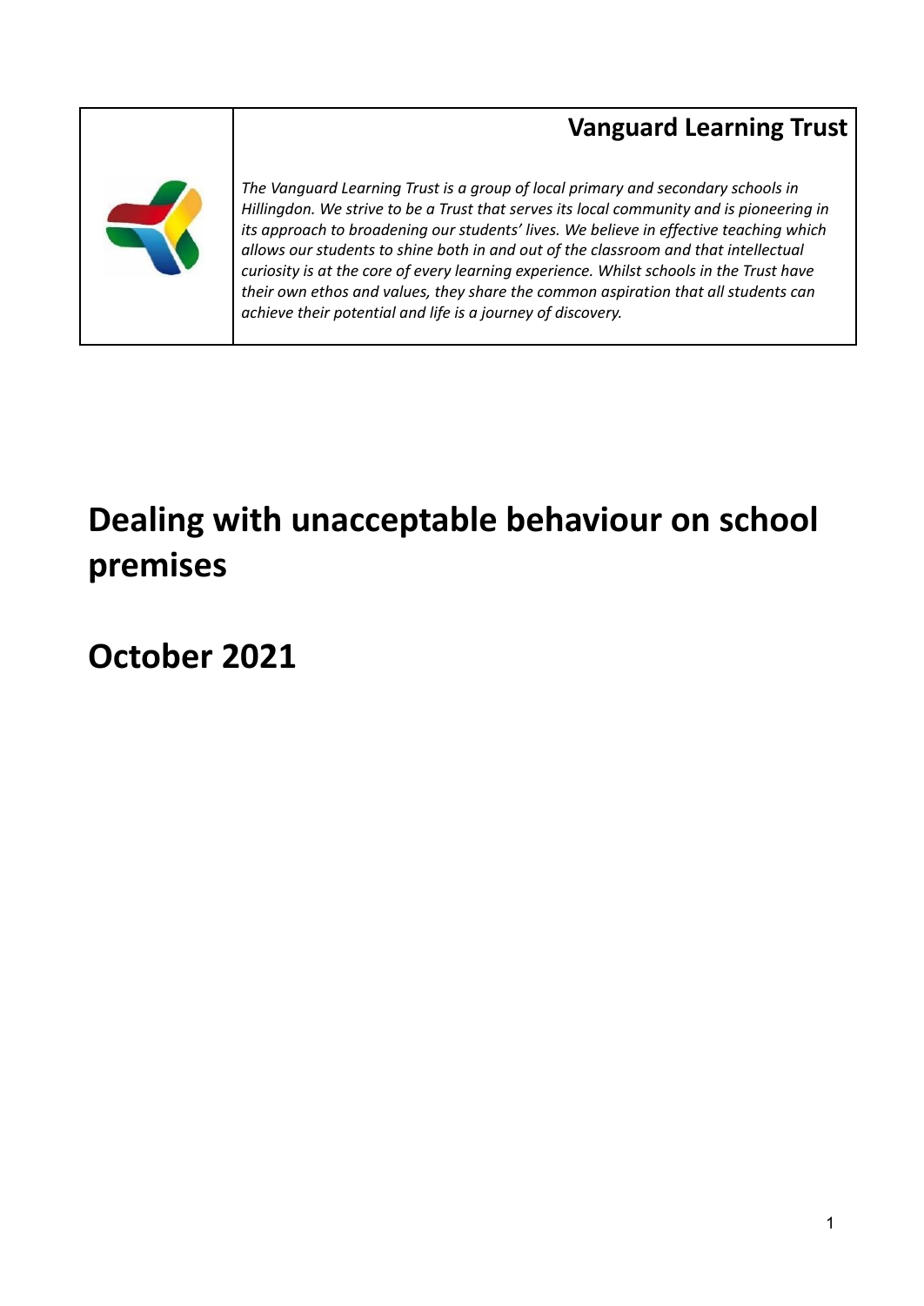**Vanguard Learning Trust**

*The Vanguard Learning Trust is a group of local primary and secondary schools in Hillingdon. We strive to be a Trust that serves its local community and is pioneering in its approach to broadening our students' lives. We believe in effective teaching which allows our students to shine both in and out of the classroom and that intellectual curiosity is at the core of every learning experience. Whilst schools in the Trust have their own ethos and values, they share the common aspiration that all students can achieve their potential and life is a journey of discovery.*

# Dealing with unacceptable behaviour on school premises

# October 2021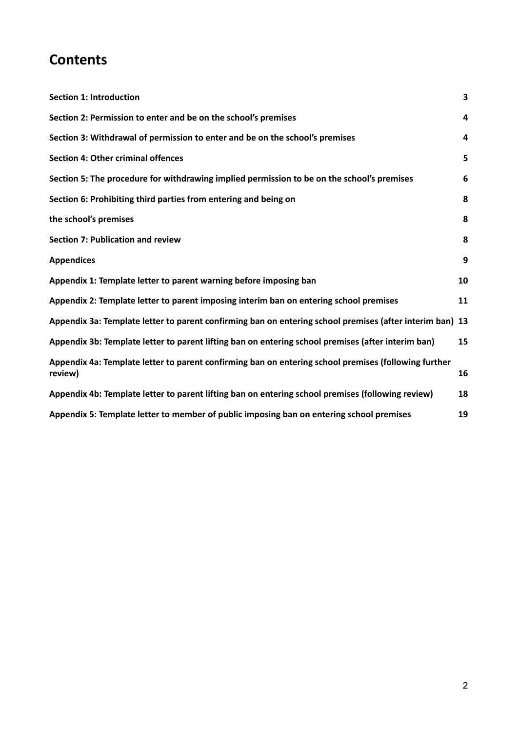## Contents

| | |
|---|---|
| **Section 1: Introduction** | **3** |
| **Section 2: Permission to enter and be on the school's premises** | **4** |
| **Section 3: Withdrawal of permission to enter and be on the school's premises** | **4** |
| **Section 4: Other criminal offences** | **5** |
| **Section 5: The procedure for withdrawing implied permission to be on the school's premises** | **6** |
| **Section 6: Prohibiting third parties from entering and being on** | **8** |
| **the school's premises** | **8** |
| **Section 7: Publication and review** | **8** |
| **Appendices** | **9** |
| **Appendix 1: Template letter to parent warning before imposing ban** | **10** |
| **Appendix 2: Template letter to parent imposing interim ban on entering school premises** | **11** |
| **Appendix 3a: Template letter to parent confirming ban on entering school premises (after interim ban)** | **13** |
| **Appendix 3b: Template letter to parent lifting ban on entering school premises (after interim ban)** | **15** |
| **Appendix 4a: Template letter to parent confirming ban on entering school premises (following further review)** | **16** |
| **Appendix 4b: Template letter to parent lifting ban on entering school premises (following review)** | **18** |
| **Appendix 5: Template letter to member of public imposing ban on entering school premises** | **19** |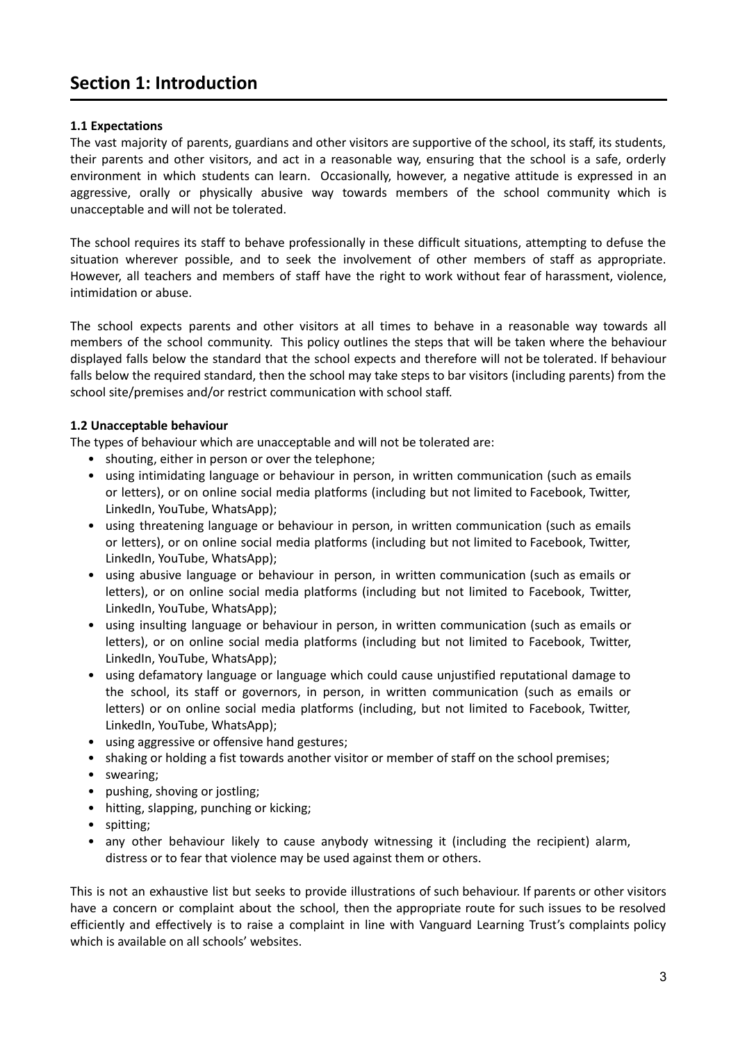## Section 1: Introduction

**1.1 Expectations**

The vast majority of parents, guardians and other visitors are supportive of the school, its staff, its students, their parents and other visitors, and act in a reasonable way, ensuring that the school is a safe, orderly environment in which students can learn. Occasionally, however, a negative attitude is expressed in an aggressive, orally or physically abusive way towards members of the school community which is unacceptable and will not be tolerated.

The school requires its staff to behave professionally in these difficult situations, attempting to defuse the situation wherever possible, and to seek the involvement of other members of staff as appropriate. However, all teachers and members of staff have the right to work without fear of harassment, violence, intimidation or abuse.

The school expects parents and other visitors at all times to behave in a reasonable way towards all members of the school community. This policy outlines the steps that will be taken where the behaviour displayed falls below the standard that the school expects and therefore will not be tolerated. If behaviour falls below the required standard, then the school may take steps to bar visitors (including parents) from the school site/premises and/or restrict communication with school staff.

**1.2 Unacceptable behaviour**

The types of behaviour which are unacceptable and will not be tolerated are:

- shouting, either in person or over the telephone;
- using intimidating language or behaviour in person, in written communication (such as emails or letters), or on online social media platforms (including but not limited to Facebook, Twitter, LinkedIn, YouTube, WhatsApp);
- using threatening language or behaviour in person, in written communication (such as emails or letters), or on online social media platforms (including but not limited to Facebook, Twitter, LinkedIn, YouTube, WhatsApp);
- using abusive language or behaviour in person, in written communication (such as emails or letters), or on online social media platforms (including but not limited to Facebook, Twitter, LinkedIn, YouTube, WhatsApp);
- using insulting language or behaviour in person, in written communication (such as emails or letters), or on online social media platforms (including but not limited to Facebook, Twitter, LinkedIn, YouTube, WhatsApp);
- using defamatory language or language which could cause unjustified reputational damage to the school, its staff or governors, in person, in written communication (such as emails or letters) or on online social media platforms (including, but not limited to Facebook, Twitter, LinkedIn, YouTube, WhatsApp);
- using aggressive or offensive hand gestures;
- shaking or holding a fist towards another visitor or member of staff on the school premises;
- swearing;
- pushing, shoving or jostling;
- hitting, slapping, punching or kicking;
- spitting;
- any other behaviour likely to cause anybody witnessing it (including the recipient) alarm, distress or to fear that violence may be used against them or others.

This is not an exhaustive list but seeks to provide illustrations of such behaviour. If parents or other visitors have a concern or complaint about the school, then the appropriate route for such issues to be resolved efficiently and effectively is to raise a complaint in line with Vanguard Learning Trust's complaints policy which is available on all schools' websites.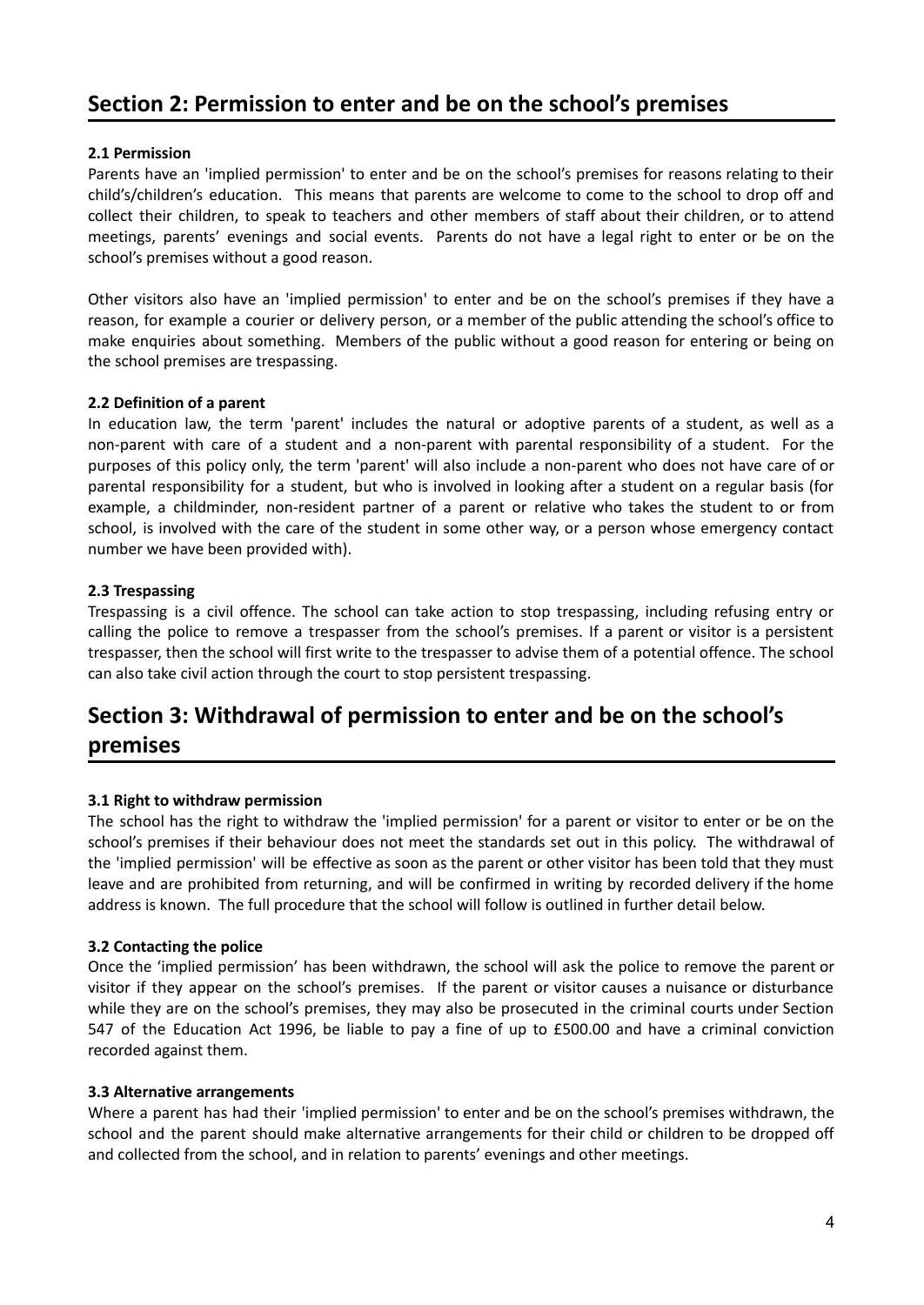## Section 2: Permission to enter and be on the school's premises

### 2.1 Permission

Parents have an 'implied permission' to enter and be on the school's premises for reasons relating to their child's/children's education. This means that parents are welcome to come to the school to drop off and collect their children, to speak to teachers and other members of staff about their children, or to attend meetings, parents' evenings and social events. Parents do not have a legal right to enter or be on the school's premises without a good reason.

Other visitors also have an 'implied permission' to enter and be on the school's premises if they have a reason, for example a courier or delivery person, or a member of the public attending the school's office to make enquiries about something. Members of the public without a good reason for entering or being on the school premises are trespassing.

### 2.2 Definition of a parent

In education law, the term 'parent' includes the natural or adoptive parents of a student, as well as a non-parent with care of a student and a non-parent with parental responsibility of a student. For the purposes of this policy only, the term 'parent' will also include a non-parent who does not have care of or parental responsibility for a student, but who is involved in looking after a student on a regular basis (for example, a childminder, non-resident partner of a parent or relative who takes the student to or from school, is involved with the care of the student in some other way, or a person whose emergency contact number we have been provided with).

### 2.3 Trespassing

Trespassing is a civil offence. The school can take action to stop trespassing, including refusing entry or calling the police to remove a trespasser from the school's premises. If a parent or visitor is a persistent trespasser, then the school will first write to the trespasser to advise them of a potential offence. The school can also take civil action through the court to stop persistent trespassing.

## Section 3: Withdrawal of permission to enter and be on the school's premises

### 3.1 Right to withdraw permission

The school has the right to withdraw the 'implied permission' for a parent or visitor to enter or be on the school's premises if their behaviour does not meet the standards set out in this policy. The withdrawal of the 'implied permission' will be effective as soon as the parent or other visitor has been told that they must leave and are prohibited from returning, and will be confirmed in writing by recorded delivery if the home address is known. The full procedure that the school will follow is outlined in further detail below.

### 3.2 Contacting the police

Once the 'implied permission' has been withdrawn, the school will ask the police to remove the parent or visitor if they appear on the school's premises. If the parent or visitor causes a nuisance or disturbance while they are on the school's premises, they may also be prosecuted in the criminal courts under Section 547 of the Education Act 1996, be liable to pay a fine of up to £500.00 and have a criminal conviction recorded against them.

### 3.3 Alternative arrangements

Where a parent has had their 'implied permission' to enter and be on the school's premises withdrawn, the school and the parent should make alternative arrangements for their child or children to be dropped off and collected from the school, and in relation to parents' evenings and other meetings.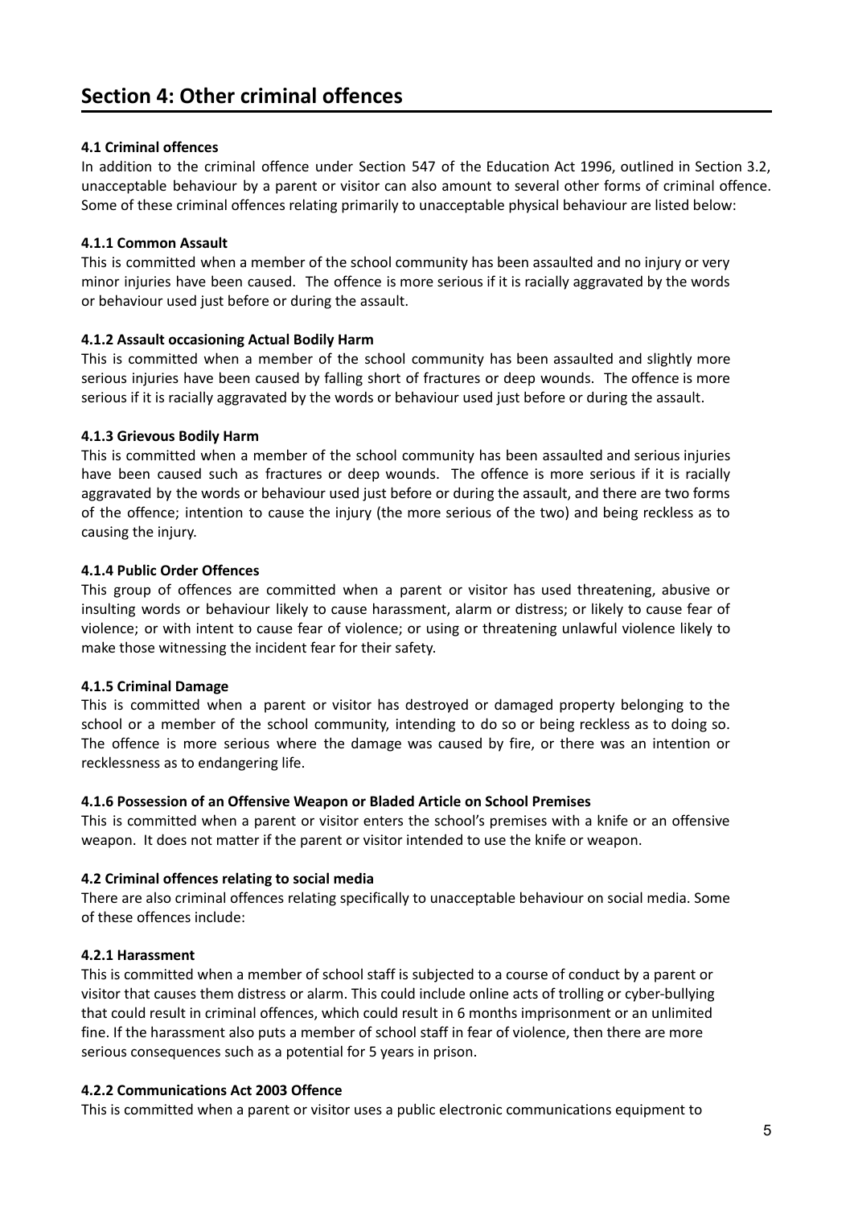## Section 4: Other criminal offences

### 4.1 Criminal offences

In addition to the criminal offence under Section 547 of the Education Act 1996, outlined in Section 3.2, unacceptable behaviour by a parent or visitor can also amount to several other forms of criminal offence. Some of these criminal offences relating primarily to unacceptable physical behaviour are listed below:

#### 4.1.1 Common Assault

This is committed when a member of the school community has been assaulted and no injury or very minor injuries have been caused. The offence is more serious if it is racially aggravated by the words or behaviour used just before or during the assault.

#### 4.1.2 Assault occasioning Actual Bodily Harm

This is committed when a member of the school community has been assaulted and slightly more serious injuries have been caused by falling short of fractures or deep wounds. The offence is more serious if it is racially aggravated by the words or behaviour used just before or during the assault.

#### 4.1.3 Grievous Bodily Harm

This is committed when a member of the school community has been assaulted and serious injuries have been caused such as fractures or deep wounds. The offence is more serious if it is racially aggravated by the words or behaviour used just before or during the assault, and there are two forms of the offence; intention to cause the injury (the more serious of the two) and being reckless as to causing the injury.

#### 4.1.4 Public Order Offences

This group of offences are committed when a parent or visitor has used threatening, abusive or insulting words or behaviour likely to cause harassment, alarm or distress; or likely to cause fear of violence; or with intent to cause fear of violence; or using or threatening unlawful violence likely to make those witnessing the incident fear for their safety.

#### 4.1.5 Criminal Damage

This is committed when a parent or visitor has destroyed or damaged property belonging to the school or a member of the school community, intending to do so or being reckless as to doing so. The offence is more serious where the damage was caused by fire, or there was an intention or recklessness as to endangering life.

#### 4.1.6 Possession of an Offensive Weapon or Bladed Article on School Premises

This is committed when a parent or visitor enters the school's premises with a knife or an offensive weapon. It does not matter if the parent or visitor intended to use the knife or weapon.

### 4.2 Criminal offences relating to social media

There are also criminal offences relating specifically to unacceptable behaviour on social media. Some of these offences include:

#### 4.2.1 Harassment

This is committed when a member of school staff is subjected to a course of conduct by a parent or visitor that causes them distress or alarm. This could include online acts of trolling or cyber-bullying that could result in criminal offences, which could result in 6 months imprisonment or an unlimited fine. If the harassment also puts a member of school staff in fear of violence, then there are more serious consequences such as a potential for 5 years in prison.

#### 4.2.2 Communications Act 2003 Offence

This is committed when a parent or visitor uses a public electronic communications equipment to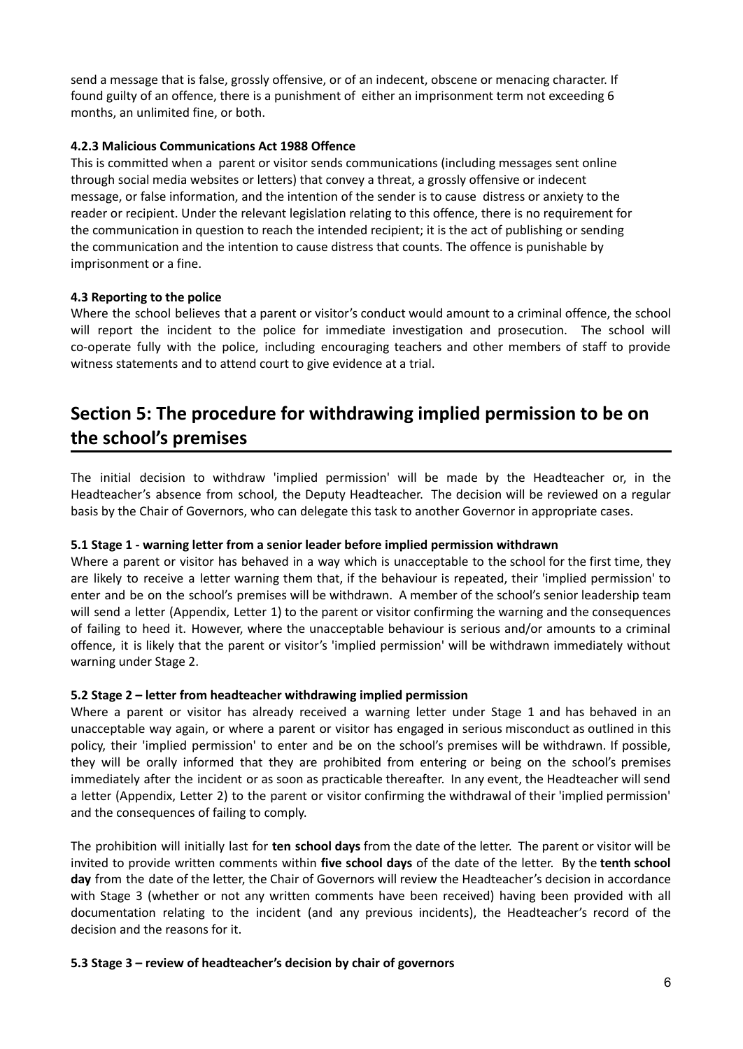send a message that is false, grossly offensive, or of an indecent, obscene or menacing character. If found guilty of an offence, there is a punishment of either an imprisonment term not exceeding 6 months, an unlimited fine, or both.

#### 4.2.3 Malicious Communications Act 1988 Offence

This is committed when a parent or visitor sends communications (including messages sent online through social media websites or letters) that convey a threat, a grossly offensive or indecent message, or false information, and the intention of the sender is to cause distress or anxiety to the reader or recipient. Under the relevant legislation relating to this offence, there is no requirement for the communication in question to reach the intended recipient; it is the act of publishing or sending the communication and the intention to cause distress that counts. The offence is punishable by imprisonment or a fine.

### 4.3 Reporting to the police

Where the school believes that a parent or visitor's conduct would amount to a criminal offence, the school will report the incident to the police for immediate investigation and prosecution. The school will co-operate fully with the police, including encouraging teachers and other members of staff to provide witness statements and to attend court to give evidence at a trial.

## Section 5: The procedure for withdrawing implied permission to be on the school's premises

The initial decision to withdraw 'implied permission' will be made by the Headteacher or, in the Headteacher's absence from school, the Deputy Headteacher. The decision will be reviewed on a regular basis by the Chair of Governors, who can delegate this task to another Governor in appropriate cases.

### 5.1 Stage 1 - warning letter from a senior leader before implied permission withdrawn

Where a parent or visitor has behaved in a way which is unacceptable to the school for the first time, they are likely to receive a letter warning them that, if the behaviour is repeated, their 'implied permission' to enter and be on the school's premises will be withdrawn. A member of the school's senior leadership team will send a letter (Appendix, Letter 1) to the parent or visitor confirming the warning and the consequences of failing to heed it. However, where the unacceptable behaviour is serious and/or amounts to a criminal offence, it is likely that the parent or visitor's 'implied permission' will be withdrawn immediately without warning under Stage 2.

### 5.2 Stage 2 – letter from headteacher withdrawing implied permission

Where a parent or visitor has already received a warning letter under Stage 1 and has behaved in an unacceptable way again, or where a parent or visitor has engaged in serious misconduct as outlined in this policy, their 'implied permission' to enter and be on the school's premises will be withdrawn. If possible, they will be orally informed that they are prohibited from entering or being on the school's premises immediately after the incident or as soon as practicable thereafter. In any event, the Headteacher will send a letter (Appendix, Letter 2) to the parent or visitor confirming the withdrawal of their 'implied permission' and the consequences of failing to comply.

The prohibition will initially last for **ten school days** from the date of the letter. The parent or visitor will be invited to provide written comments within **five school days** of the date of the letter. By the **tenth school day** from the date of the letter, the Chair of Governors will review the Headteacher's decision in accordance with Stage 3 (whether or not any written comments have been received) having been provided with all documentation relating to the incident (and any previous incidents), the Headteacher's record of the decision and the reasons for it.

### 5.3 Stage 3 – review of headteacher's decision by chair of governors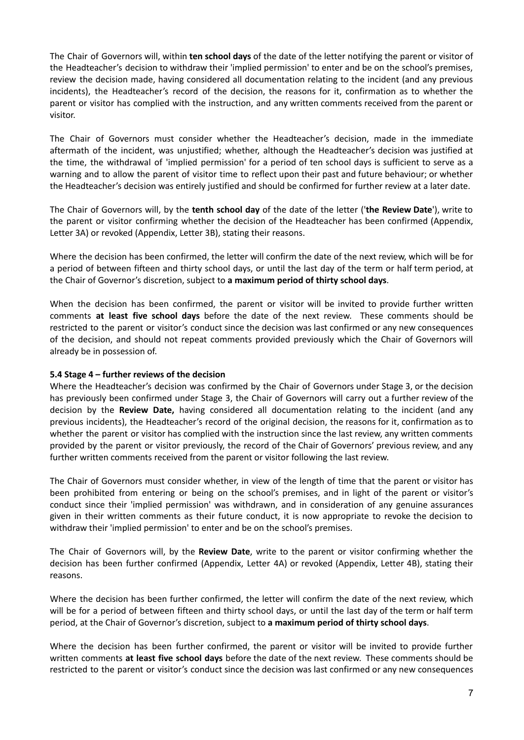The Chair of Governors will, within **ten school days** of the date of the letter notifying the parent or visitor of the Headteacher's decision to withdraw their 'implied permission' to enter and be on the school's premises, review the decision made, having considered all documentation relating to the incident (and any previous incidents), the Headteacher's record of the decision, the reasons for it, confirmation as to whether the parent or visitor has complied with the instruction, and any written comments received from the parent or visitor.

The Chair of Governors must consider whether the Headteacher's decision, made in the immediate aftermath of the incident, was unjustified; whether, although the Headteacher's decision was justified at the time, the withdrawal of 'implied permission' for a period of ten school days is sufficient to serve as a warning and to allow the parent of visitor time to reflect upon their past and future behaviour; or whether the Headteacher's decision was entirely justified and should be confirmed for further review at a later date.

The Chair of Governors will, by the **tenth school day** of the date of the letter ('**the Review Date**'), write to the parent or visitor confirming whether the decision of the Headteacher has been confirmed (Appendix, Letter 3A) or revoked (Appendix, Letter 3B), stating their reasons.

Where the decision has been confirmed, the letter will confirm the date of the next review, which will be for a period of between fifteen and thirty school days, or until the last day of the term or half term period, at the Chair of Governor's discretion, subject to **a maximum period of thirty school days**.

When the decision has been confirmed, the parent or visitor will be invited to provide further written comments **at least five school days** before the date of the next review. These comments should be restricted to the parent or visitor's conduct since the decision was last confirmed or any new consequences of the decision, and should not repeat comments provided previously which the Chair of Governors will already be in possession of.

### 5.4 Stage 4 – further reviews of the decision

Where the Headteacher's decision was confirmed by the Chair of Governors under Stage 3, or the decision has previously been confirmed under Stage 3, the Chair of Governors will carry out a further review of the decision by the **Review Date,** having considered all documentation relating to the incident (and any previous incidents), the Headteacher's record of the original decision, the reasons for it, confirmation as to whether the parent or visitor has complied with the instruction since the last review, any written comments provided by the parent or visitor previously, the record of the Chair of Governors' previous review, and any further written comments received from the parent or visitor following the last review.

The Chair of Governors must consider whether, in view of the length of time that the parent or visitor has been prohibited from entering or being on the school's premises, and in light of the parent or visitor's conduct since their 'implied permission' was withdrawn, and in consideration of any genuine assurances given in their written comments as their future conduct, it is now appropriate to revoke the decision to withdraw their 'implied permission' to enter and be on the school's premises.

The Chair of Governors will, by the **Review Date**, write to the parent or visitor confirming whether the decision has been further confirmed (Appendix, Letter 4A) or revoked (Appendix, Letter 4B), stating their reasons.

Where the decision has been further confirmed, the letter will confirm the date of the next review, which will be for a period of between fifteen and thirty school days, or until the last day of the term or half term period, at the Chair of Governor's discretion, subject to **a maximum period of thirty school days**.

Where the decision has been further confirmed, the parent or visitor will be invited to provide further written comments **at least five school days** before the date of the next review. These comments should be restricted to the parent or visitor's conduct since the decision was last confirmed or any new consequences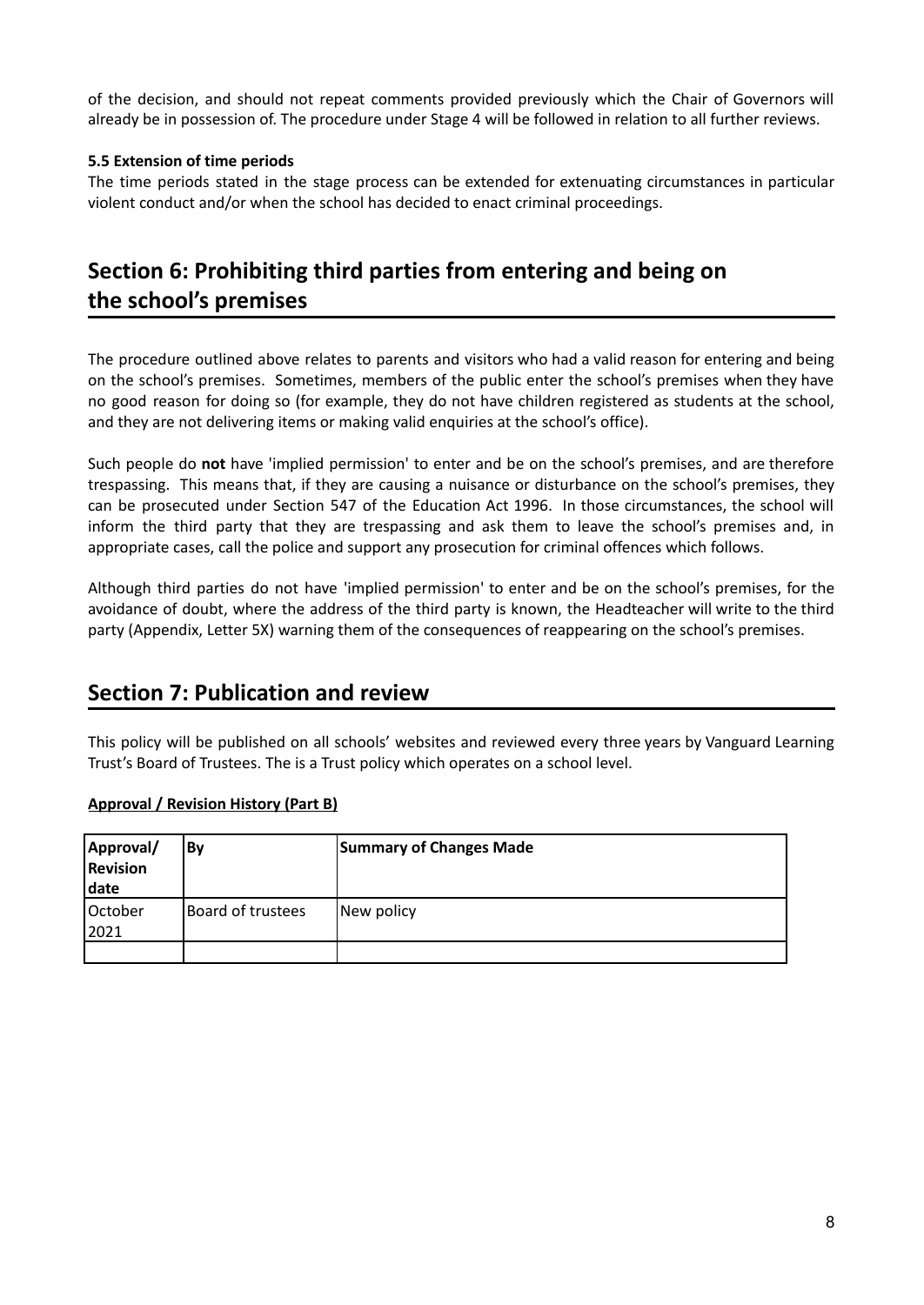of the decision, and should not repeat comments provided previously which the Chair of Governors will already be in possession of. The procedure under Stage 4 will be followed in relation to all further reviews.

**5.5 Extension of time periods**

The time periods stated in the stage process can be extended for extenuating circumstances in particular violent conduct and/or when the school has decided to enact criminal proceedings.

## Section 6: Prohibiting third parties from entering and being on the school's premises

The procedure outlined above relates to parents and visitors who had a valid reason for entering and being on the school's premises. Sometimes, members of the public enter the school's premises when they have no good reason for doing so (for example, they do not have children registered as students at the school, and they are not delivering items or making valid enquiries at the school's office).

Such people do **not** have 'implied permission' to enter and be on the school's premises, and are therefore trespassing. This means that, if they are causing a nuisance or disturbance on the school's premises, they can be prosecuted under Section 547 of the Education Act 1996. In those circumstances, the school will inform the third party that they are trespassing and ask them to leave the school's premises and, in appropriate cases, call the police and support any prosecution for criminal offences which follows.

Although third parties do not have 'implied permission' to enter and be on the school's premises, for the avoidance of doubt, where the address of the third party is known, the Headteacher will write to the third party (Appendix, Letter 5X) warning them of the consequences of reappearing on the school's premises.

## Section 7: Publication and review

This policy will be published on all schools' websites and reviewed every three years by Vanguard Learning Trust's Board of Trustees. The is a Trust policy which operates on a school level.

**Approval / Revision History (Part B)**

| Approval/ Revision date | By | Summary of Changes Made |
|---|---|---|
| October 2021 | Board of trustees | New policy |
| | | |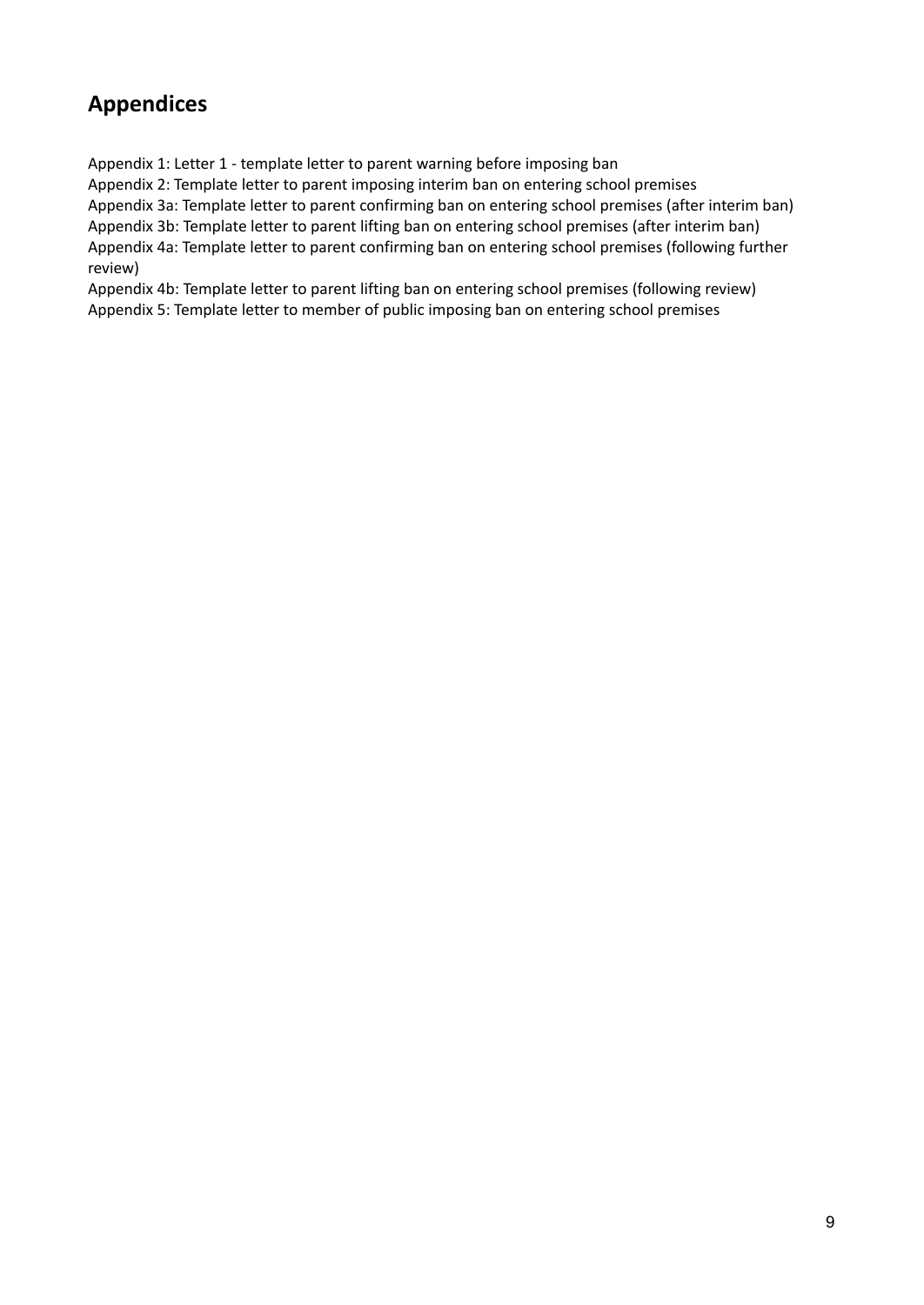## Appendices

Appendix 1: Letter 1 - template letter to parent warning before imposing ban
Appendix 2: Template letter to parent imposing interim ban on entering school premises
Appendix 3a: Template letter to parent confirming ban on entering school premises (after interim ban)
Appendix 3b: Template letter to parent lifting ban on entering school premises (after interim ban)
Appendix 4a: Template letter to parent confirming ban on entering school premises (following further review)
Appendix 4b: Template letter to parent lifting ban on entering school premises (following review)
Appendix 5: Template letter to member of public imposing ban on entering school premises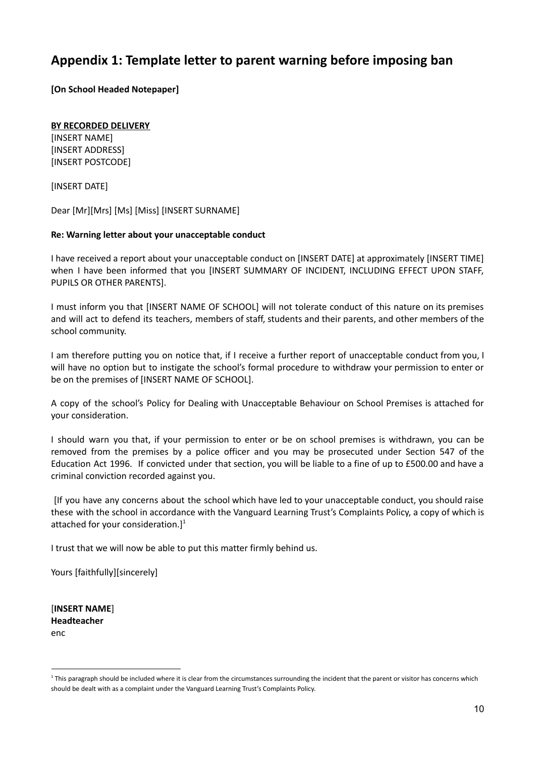## Appendix 1: Template letter to parent warning before imposing ban

**[On School Headed Notepaper]**

**BY RECORDED DELIVERY**
[INSERT NAME]
[INSERT ADDRESS]
[INSERT POSTCODE]

[INSERT DATE]

Dear [Mr][Mrs] [Ms] [Miss] [INSERT SURNAME]

**Re: Warning letter about your unacceptable conduct**

I have received a report about your unacceptable conduct on [INSERT DATE] at approximately [INSERT TIME] when I have been informed that you [INSERT SUMMARY OF INCIDENT, INCLUDING EFFECT UPON STAFF, PUPILS OR OTHER PARENTS].

I must inform you that [INSERT NAME OF SCHOOL] will not tolerate conduct of this nature on its premises and will act to defend its teachers, members of staff, students and their parents, and other members of the school community.

I am therefore putting you on notice that, if I receive a further report of unacceptable conduct from you, I will have no option but to instigate the school's formal procedure to withdraw your permission to enter or be on the premises of [INSERT NAME OF SCHOOL].

A copy of the school's Policy for Dealing with Unacceptable Behaviour on School Premises is attached for your consideration.

I should warn you that, if your permission to enter or be on school premises is withdrawn, you can be removed from the premises by a police officer and you may be prosecuted under Section 547 of the Education Act 1996. If convicted under that section, you will be liable to a fine of up to £500.00 and have a criminal conviction recorded against you.

[If you have any concerns about the school which have led to your unacceptable conduct, you should raise these with the school in accordance with the Vanguard Learning Trust's Complaints Policy, a copy of which is attached for your consideration.][1]

I trust that we will now be able to put this matter firmly behind us.

Yours [faithfully][sincerely]

[**INSERT NAME**]
**Headteacher**
enc

[1] This paragraph should be included where it is clear from the circumstances surrounding the incident that the parent or visitor has concerns which should be dealt with as a complaint under the Vanguard Learning Trust's Complaints Policy.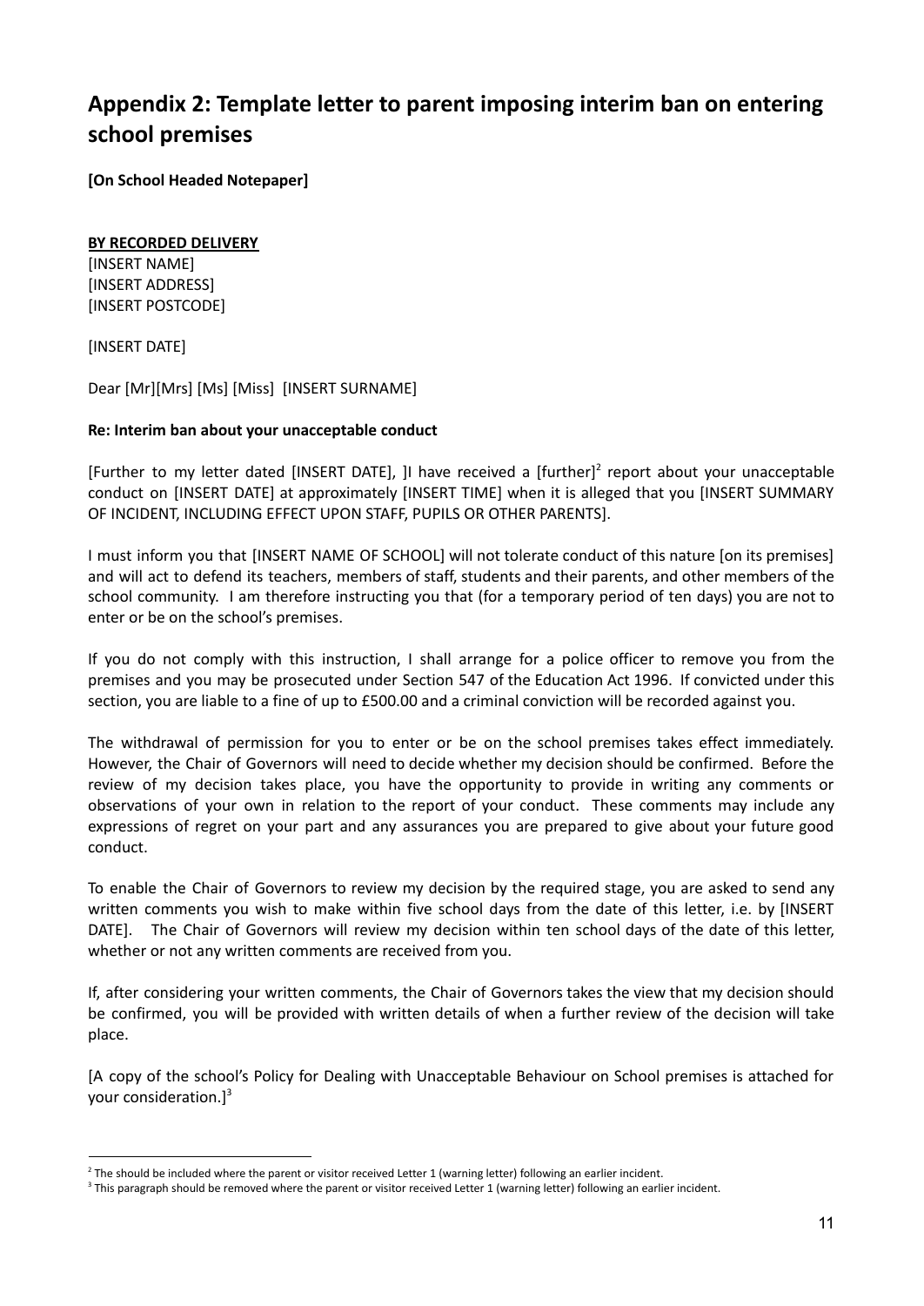## Appendix 2: Template letter to parent imposing interim ban on entering school premises

**[On School Headed Notepaper]**

**BY RECORDED DELIVERY**
[INSERT NAME]
[INSERT ADDRESS]
[INSERT POSTCODE]

[INSERT DATE]

Dear [Mr][Mrs] [Ms] [Miss] [INSERT SURNAME]

**Re: Interim ban about your unacceptable conduct**

[Further to my letter dated [INSERT DATE], ]I have received a [further][2] report about your unacceptable conduct on [INSERT DATE] at approximately [INSERT TIME] when it is alleged that you [INSERT SUMMARY OF INCIDENT, INCLUDING EFFECT UPON STAFF, PUPILS OR OTHER PARENTS].

I must inform you that [INSERT NAME OF SCHOOL] will not tolerate conduct of this nature [on its premises] and will act to defend its teachers, members of staff, students and their parents, and other members of the school community. I am therefore instructing you that (for a temporary period of ten days) you are not to enter or be on the school's premises.

If you do not comply with this instruction, I shall arrange for a police officer to remove you from the premises and you may be prosecuted under Section 547 of the Education Act 1996. If convicted under this section, you are liable to a fine of up to £500.00 and a criminal conviction will be recorded against you.

The withdrawal of permission for you to enter or be on the school premises takes effect immediately. However, the Chair of Governors will need to decide whether my decision should be confirmed. Before the review of my decision takes place, you have the opportunity to provide in writing any comments or observations of your own in relation to the report of your conduct. These comments may include any expressions of regret on your part and any assurances you are prepared to give about your future good conduct.

To enable the Chair of Governors to review my decision by the required stage, you are asked to send any written comments you wish to make within five school days from the date of this letter, i.e. by [INSERT DATE]. The Chair of Governors will review my decision within ten school days of the date of this letter, whether or not any written comments are received from you.

If, after considering your written comments, the Chair of Governors takes the view that my decision should be confirmed, you will be provided with written details of when a further review of the decision will take place.

[A copy of the school's Policy for Dealing with Unacceptable Behaviour on School premises is attached for your consideration.][3]

---

[2] The should be included where the parent or visitor received Letter 1 (warning letter) following an earlier incident.

[3] This paragraph should be removed where the parent or visitor received Letter 1 (warning letter) following an earlier incident.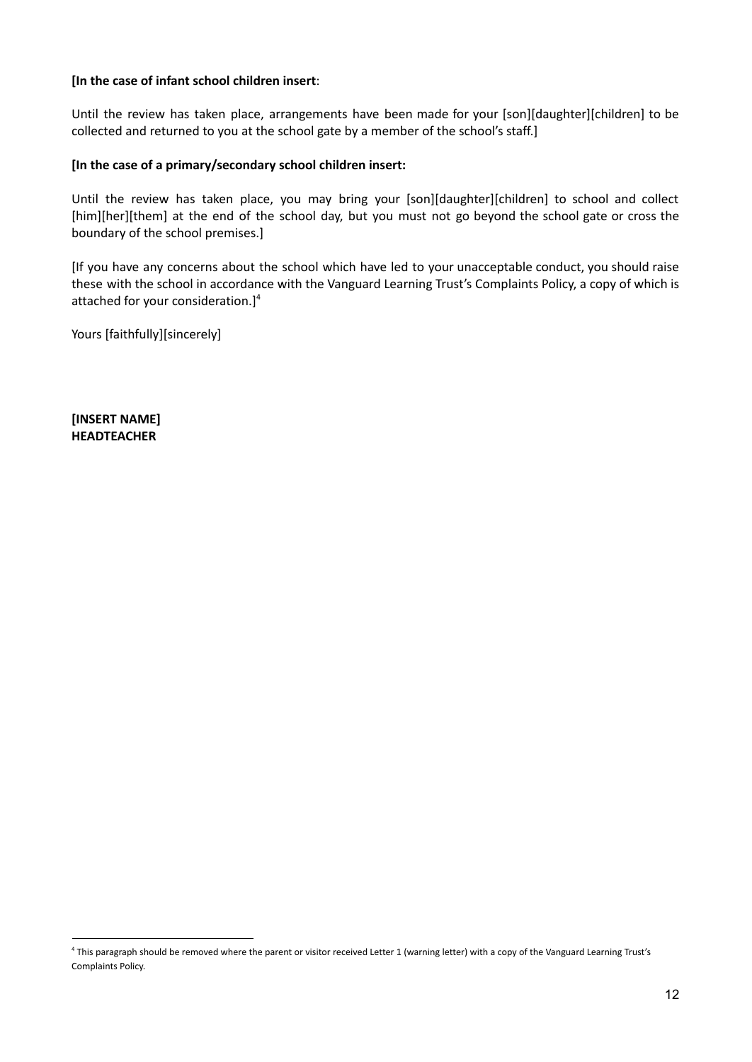**[In the case of infant school children insert**:

Until the review has taken place, arrangements have been made for your [son][daughter][children] to be collected and returned to you at the school gate by a member of the school's staff.]

**[In the case of a primary/secondary school children insert:**

Until the review has taken place, you may bring your [son][daughter][children] to school and collect [him][her][them] at the end of the school day, but you must not go beyond the school gate or cross the boundary of the school premises.]

[If you have any concerns about the school which have led to your unacceptable conduct, you should raise these with the school in accordance with the Vanguard Learning Trust's Complaints Policy, a copy of which is attached for your consideration.][4]

Yours [faithfully][sincerely]

**[INSERT NAME]**
**HEADTEACHER**

---

[4] This paragraph should be removed where the parent or visitor received Letter 1 (warning letter) with a copy of the Vanguard Learning Trust's Complaints Policy.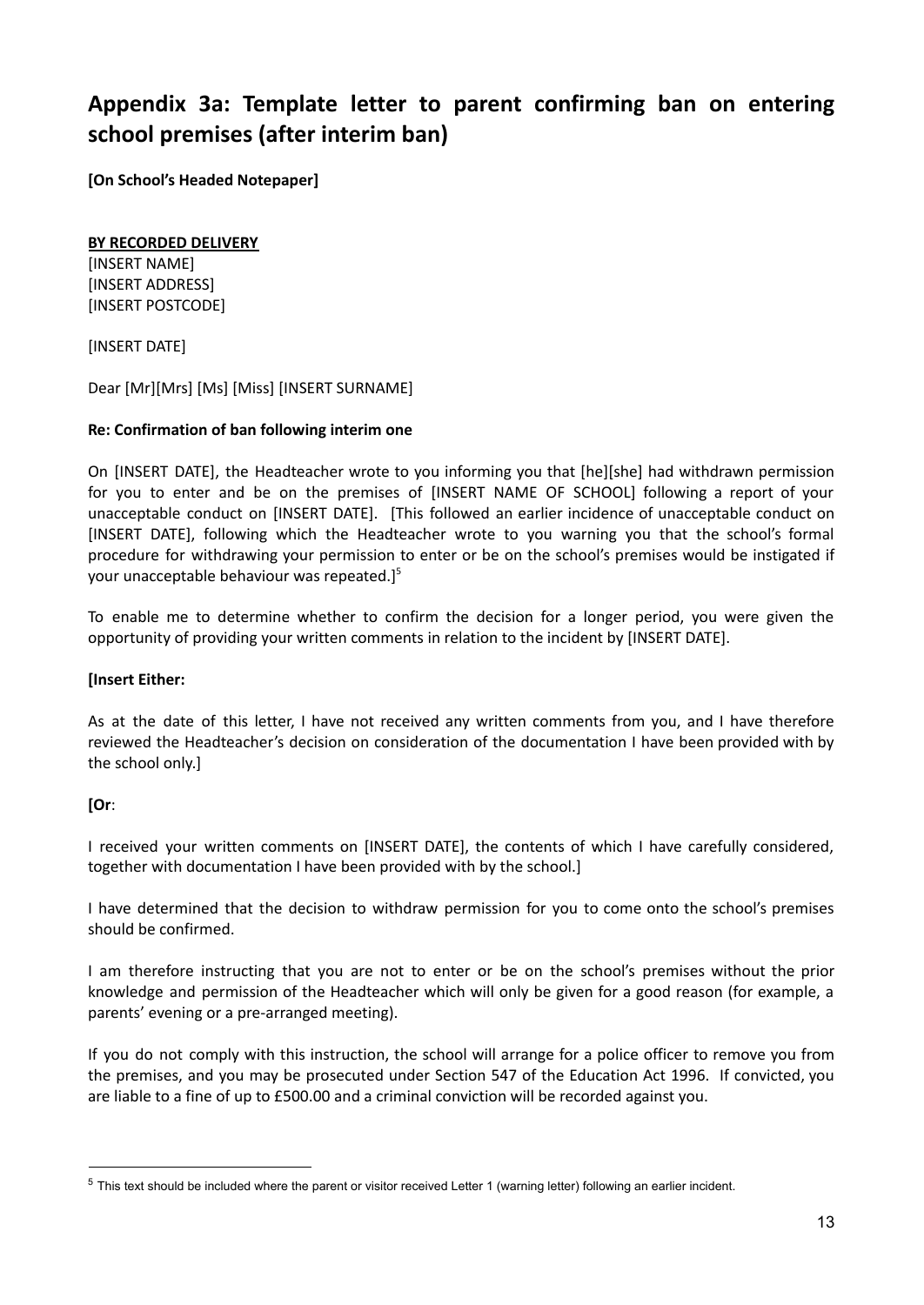## Appendix 3a: Template letter to parent confirming ban on entering school premises (after interim ban)

**[On School's Headed Notepaper]**

**BY RECORDED DELIVERY**
[INSERT NAME]
[INSERT ADDRESS]
[INSERT POSTCODE]

[INSERT DATE]

Dear [Mr][Mrs] [Ms] [Miss] [INSERT SURNAME]

**Re: Confirmation of ban following interim one**

On [INSERT DATE], the Headteacher wrote to you informing you that [he][she] had withdrawn permission for you to enter and be on the premises of [INSERT NAME OF SCHOOL] following a report of your unacceptable conduct on [INSERT DATE]. [This followed an earlier incidence of unacceptable conduct on [INSERT DATE], following which the Headteacher wrote to you warning you that the school's formal procedure for withdrawing your permission to enter or be on the school's premises would be instigated if your unacceptable behaviour was repeated.][5]

To enable me to determine whether to confirm the decision for a longer period, you were given the opportunity of providing your written comments in relation to the incident by [INSERT DATE].

**[Insert Either:**

As at the date of this letter, I have not received any written comments from you, and I have therefore reviewed the Headteacher's decision on consideration of the documentation I have been provided with by the school only.]

**[Or**:

I received your written comments on [INSERT DATE], the contents of which I have carefully considered, together with documentation I have been provided with by the school.]

I have determined that the decision to withdraw permission for you to come onto the school's premises should be confirmed.

I am therefore instructing that you are not to enter or be on the school's premises without the prior knowledge and permission of the Headteacher which will only be given for a good reason (for example, a parents' evening or a pre-arranged meeting).

If you do not comply with this instruction, the school will arrange for a police officer to remove you from the premises, and you may be prosecuted under Section 547 of the Education Act 1996. If convicted, you are liable to a fine of up to £500.00 and a criminal conviction will be recorded against you.

---

[5] This text should be included where the parent or visitor received Letter 1 (warning letter) following an earlier incident.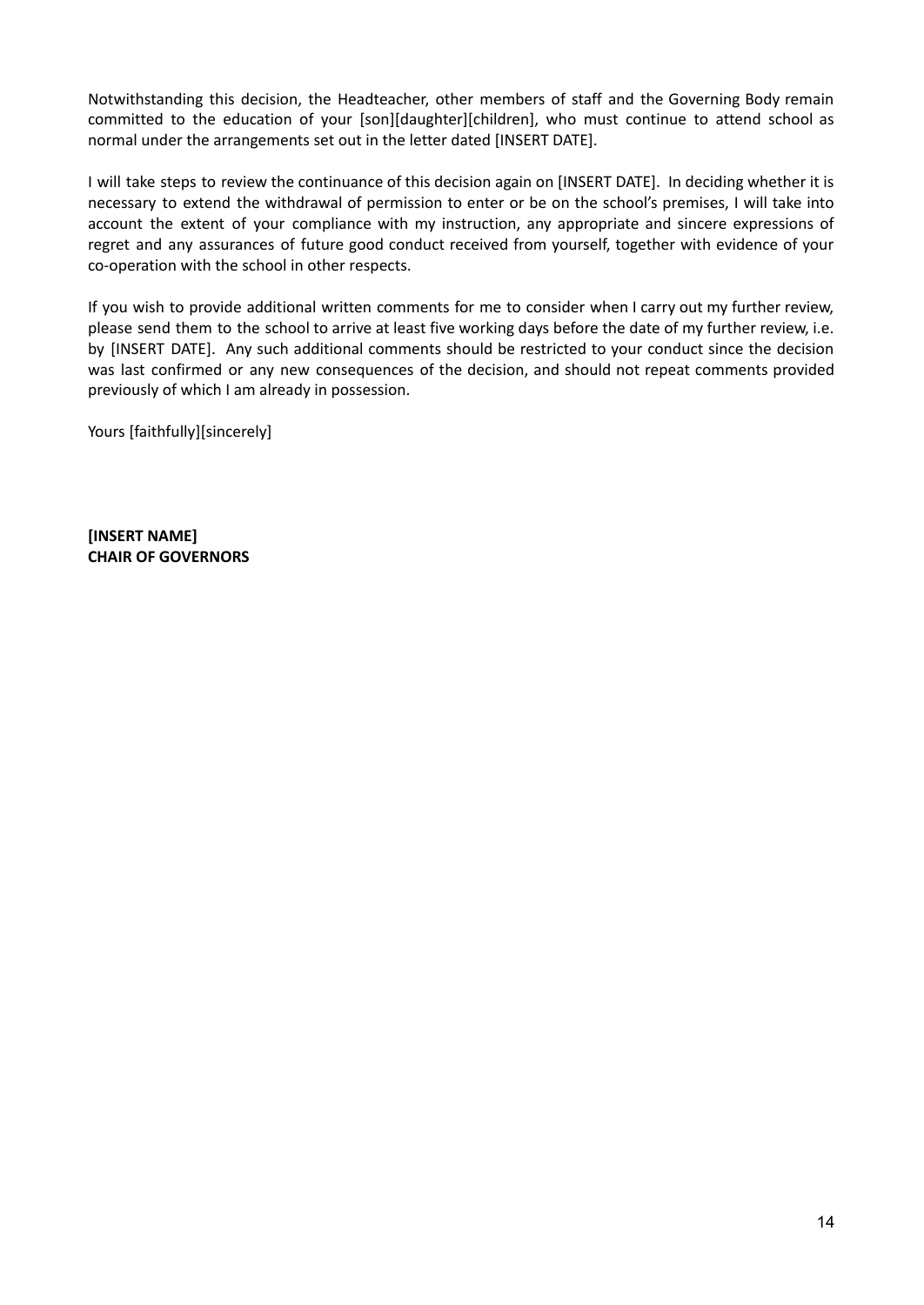Notwithstanding this decision, the Headteacher, other members of staff and the Governing Body remain committed to the education of your [son][daughter][children], who must continue to attend school as normal under the arrangements set out in the letter dated [INSERT DATE].

I will take steps to review the continuance of this decision again on [INSERT DATE]. In deciding whether it is necessary to extend the withdrawal of permission to enter or be on the school's premises, I will take into account the extent of your compliance with my instruction, any appropriate and sincere expressions of regret and any assurances of future good conduct received from yourself, together with evidence of your co-operation with the school in other respects.

If you wish to provide additional written comments for me to consider when I carry out my further review, please send them to the school to arrive at least five working days before the date of my further review, i.e. by [INSERT DATE]. Any such additional comments should be restricted to your conduct since the decision was last confirmed or any new consequences of the decision, and should not repeat comments provided previously of which I am already in possession.

Yours [faithfully][sincerely]

**[INSERT NAME]**
**CHAIR OF GOVERNORS**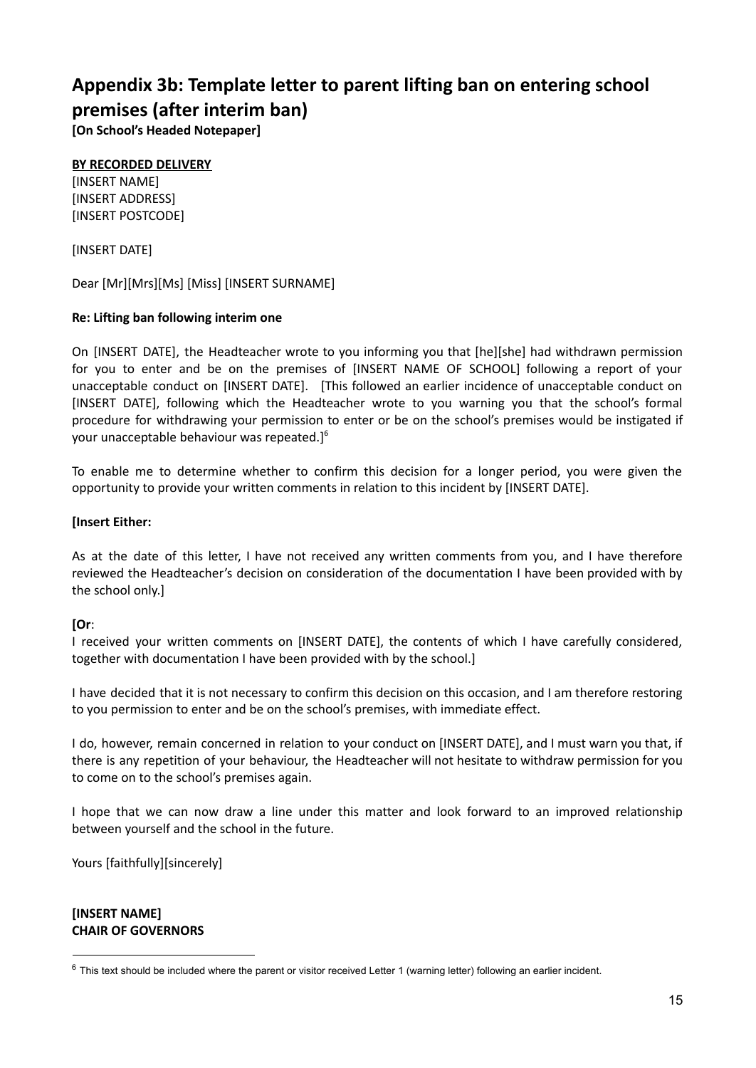# Appendix 3b: Template letter to parent lifting ban on entering school premises (after interim ban)

**[On School's Headed Notepaper]**

**BY RECORDED DELIVERY**
[INSERT NAME]
[INSERT ADDRESS]
[INSERT POSTCODE]

[INSERT DATE]

Dear [Mr][Mrs][Ms] [Miss] [INSERT SURNAME]

**Re: Lifting ban following interim one**

On [INSERT DATE], the Headteacher wrote to you informing you that [he][she] had withdrawn permission for you to enter and be on the premises of [INSERT NAME OF SCHOOL] following a report of your unacceptable conduct on [INSERT DATE]. [This followed an earlier incidence of unacceptable conduct on [INSERT DATE], following which the Headteacher wrote to you warning you that the school's formal procedure for withdrawing your permission to enter or be on the school's premises would be instigated if your unacceptable behaviour was repeated.][6]

To enable me to determine whether to confirm this decision for a longer period, you were given the opportunity to provide your written comments in relation to this incident by [INSERT DATE].

**[Insert Either:**

As at the date of this letter, I have not received any written comments from you, and I have therefore reviewed the Headteacher's decision on consideration of the documentation I have been provided with by the school only.]

**[Or**:
I received your written comments on [INSERT DATE], the contents of which I have carefully considered, together with documentation I have been provided with by the school.]

I have decided that it is not necessary to confirm this decision on this occasion, and I am therefore restoring to you permission to enter and be on the school's premises, with immediate effect.

I do, however, remain concerned in relation to your conduct on [INSERT DATE], and I must warn you that, if there is any repetition of your behaviour, the Headteacher will not hesitate to withdraw permission for you to come on to the school's premises again.

I hope that we can now draw a line under this matter and look forward to an improved relationship between yourself and the school in the future.

Yours [faithfully][sincerely]

**[INSERT NAME]**
**CHAIR OF GOVERNORS**

---

[6] This text should be included where the parent or visitor received Letter 1 (warning letter) following an earlier incident.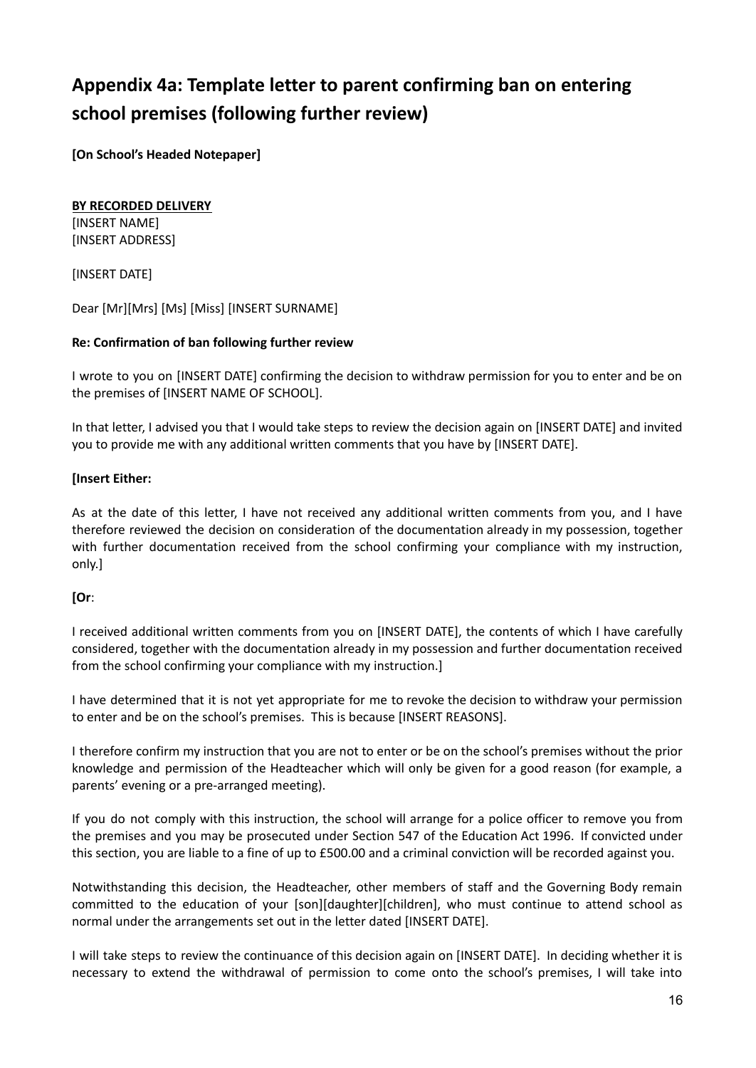# Appendix 4a: Template letter to parent confirming ban on entering school premises (following further review)

**[On School's Headed Notepaper]**

**BY RECORDED DELIVERY**
[INSERT NAME]
[INSERT ADDRESS]

[INSERT DATE]

Dear [Mr][Mrs] [Ms] [Miss] [INSERT SURNAME]

**Re: Confirmation of ban following further review**

I wrote to you on [INSERT DATE] confirming the decision to withdraw permission for you to enter and be on the premises of [INSERT NAME OF SCHOOL].

In that letter, I advised you that I would take steps to review the decision again on [INSERT DATE] and invited you to provide me with any additional written comments that you have by [INSERT DATE].

**[Insert Either:**

As at the date of this letter, I have not received any additional written comments from you, and I have therefore reviewed the decision on consideration of the documentation already in my possession, together with further documentation received from the school confirming your compliance with my instruction, only.]

**[Or**:

I received additional written comments from you on [INSERT DATE], the contents of which I have carefully considered, together with the documentation already in my possession and further documentation received from the school confirming your compliance with my instruction.]

I have determined that it is not yet appropriate for me to revoke the decision to withdraw your permission to enter and be on the school's premises. This is because [INSERT REASONS].

I therefore confirm my instruction that you are not to enter or be on the school's premises without the prior knowledge and permission of the Headteacher which will only be given for a good reason (for example, a parents' evening or a pre-arranged meeting).

If you do not comply with this instruction, the school will arrange for a police officer to remove you from the premises and you may be prosecuted under Section 547 of the Education Act 1996. If convicted under this section, you are liable to a fine of up to £500.00 and a criminal conviction will be recorded against you.

Notwithstanding this decision, the Headteacher, other members of staff and the Governing Body remain committed to the education of your [son][daughter][children], who must continue to attend school as normal under the arrangements set out in the letter dated [INSERT DATE].

I will take steps to review the continuance of this decision again on [INSERT DATE]. In deciding whether it is necessary to extend the withdrawal of permission to come onto the school's premises, I will take into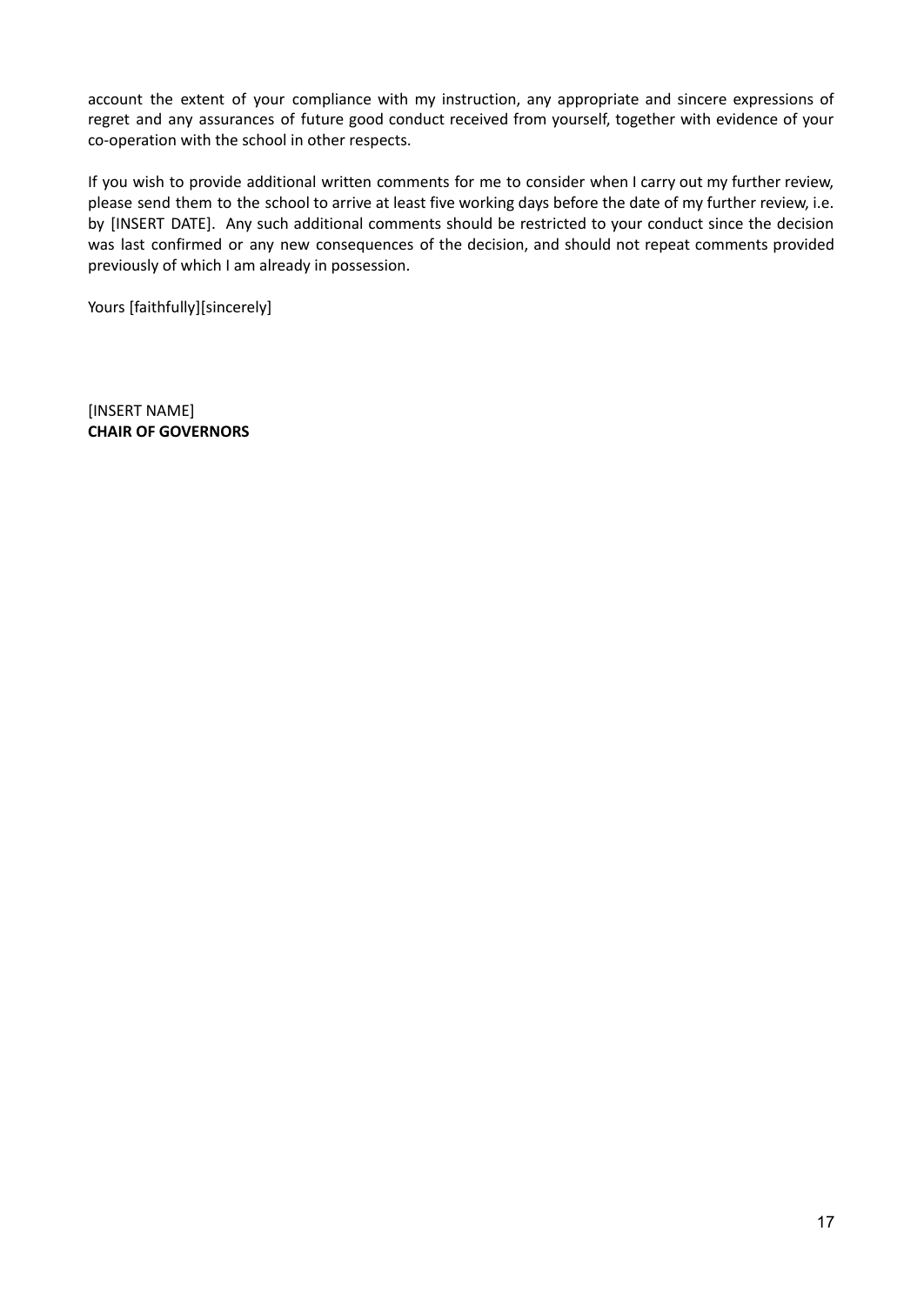account the extent of your compliance with my instruction, any appropriate and sincere expressions of regret and any assurances of future good conduct received from yourself, together with evidence of your co-operation with the school in other respects.

If you wish to provide additional written comments for me to consider when I carry out my further review, please send them to the school to arrive at least five working days before the date of my further review, i.e. by [INSERT DATE]. Any such additional comments should be restricted to your conduct since the decision was last confirmed or any new consequences of the decision, and should not repeat comments provided previously of which I am already in possession.

Yours [faithfully][sincerely]

[INSERT NAME]
**CHAIR OF GOVERNORS**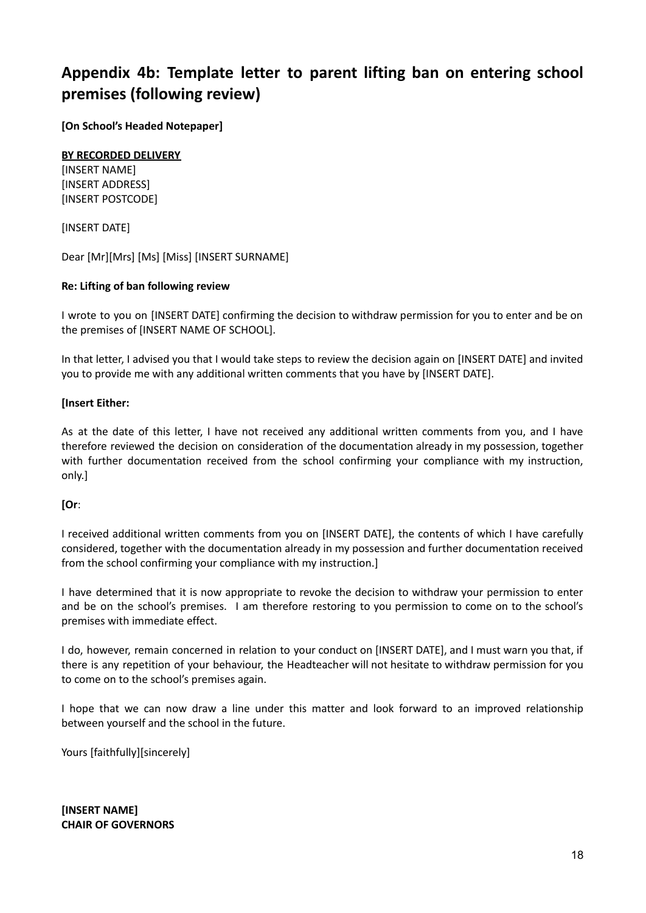## Appendix 4b: Template letter to parent lifting ban on entering school premises (following review)

**[On School's Headed Notepaper]**

**BY RECORDED DELIVERY**
[INSERT NAME]
[INSERT ADDRESS]
[INSERT POSTCODE]

[INSERT DATE]

Dear [Mr][Mrs] [Ms] [Miss] [INSERT SURNAME]

**Re: Lifting of ban following review**

I wrote to you on [INSERT DATE] confirming the decision to withdraw permission for you to enter and be on the premises of [INSERT NAME OF SCHOOL].

In that letter, I advised you that I would take steps to review the decision again on [INSERT DATE] and invited you to provide me with any additional written comments that you have by [INSERT DATE].

**[Insert Either:**

As at the date of this letter, I have not received any additional written comments from you, and I have therefore reviewed the decision on consideration of the documentation already in my possession, together with further documentation received from the school confirming your compliance with my instruction, only.]

**[Or**:

I received additional written comments from you on [INSERT DATE], the contents of which I have carefully considered, together with the documentation already in my possession and further documentation received from the school confirming your compliance with my instruction.]

I have determined that it is now appropriate to revoke the decision to withdraw your permission to enter and be on the school's premises. I am therefore restoring to you permission to come on to the school's premises with immediate effect.

I do, however, remain concerned in relation to your conduct on [INSERT DATE], and I must warn you that, if there is any repetition of your behaviour, the Headteacher will not hesitate to withdraw permission for you to come on to the school's premises again.

I hope that we can now draw a line under this matter and look forward to an improved relationship between yourself and the school in the future.

Yours [faithfully][sincerely]

**[INSERT NAME]**
**CHAIR OF GOVERNORS**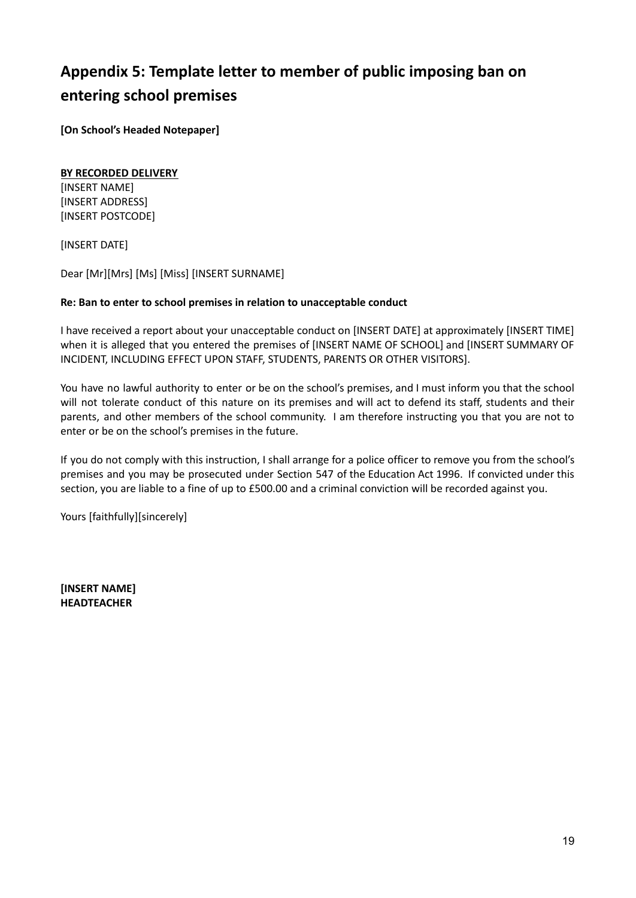# Appendix 5: Template letter to member of public imposing ban on entering school premises

**[On School's Headed Notepaper]**

**BY RECORDED DELIVERY**
[INSERT NAME]
[INSERT ADDRESS]
[INSERT POSTCODE]

[INSERT DATE]

Dear [Mr][Mrs] [Ms] [Miss] [INSERT SURNAME]

**Re: Ban to enter to school premises in relation to unacceptable conduct**

I have received a report about your unacceptable conduct on [INSERT DATE] at approximately [INSERT TIME] when it is alleged that you entered the premises of [INSERT NAME OF SCHOOL] and [INSERT SUMMARY OF INCIDENT, INCLUDING EFFECT UPON STAFF, STUDENTS, PARENTS OR OTHER VISITORS].

You have no lawful authority to enter or be on the school's premises, and I must inform you that the school will not tolerate conduct of this nature on its premises and will act to defend its staff, students and their parents, and other members of the school community. I am therefore instructing you that you are not to enter or be on the school's premises in the future.

If you do not comply with this instruction, I shall arrange for a police officer to remove you from the school's premises and you may be prosecuted under Section 547 of the Education Act 1996. If convicted under this section, you are liable to a fine of up to £500.00 and a criminal conviction will be recorded against you.

Yours [faithfully][sincerely]

**[INSERT NAME]**
**HEADTEACHER**